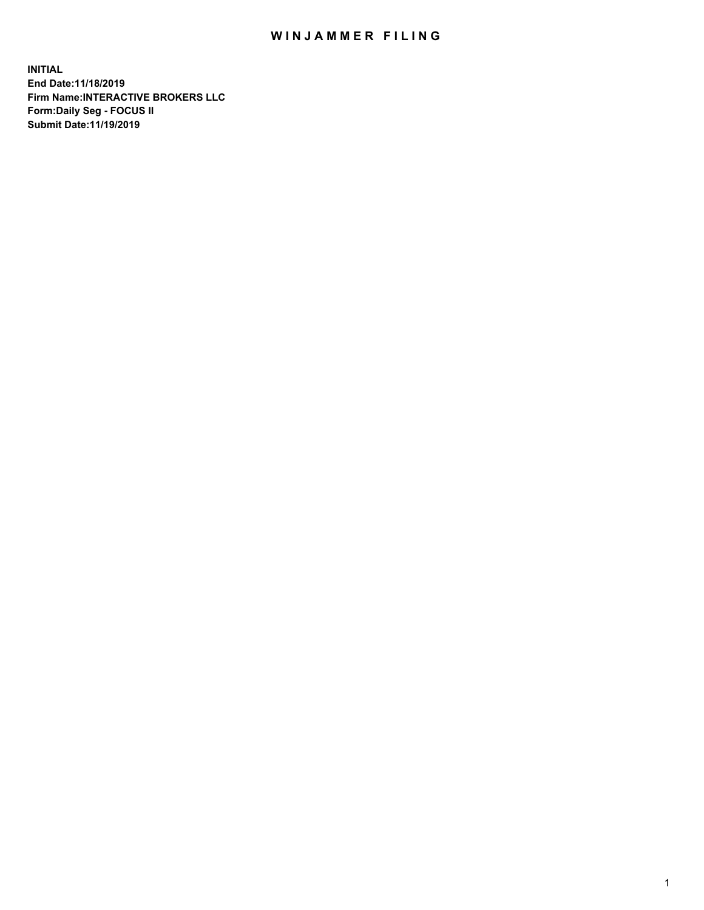# WINJAMMER FILING

**INITIAL**
**End Date:11/18/2019**
**Firm Name:INTERACTIVE BROKERS LLC**
**Form:Daily Seg - FOCUS II**
**Submit Date:11/19/2019**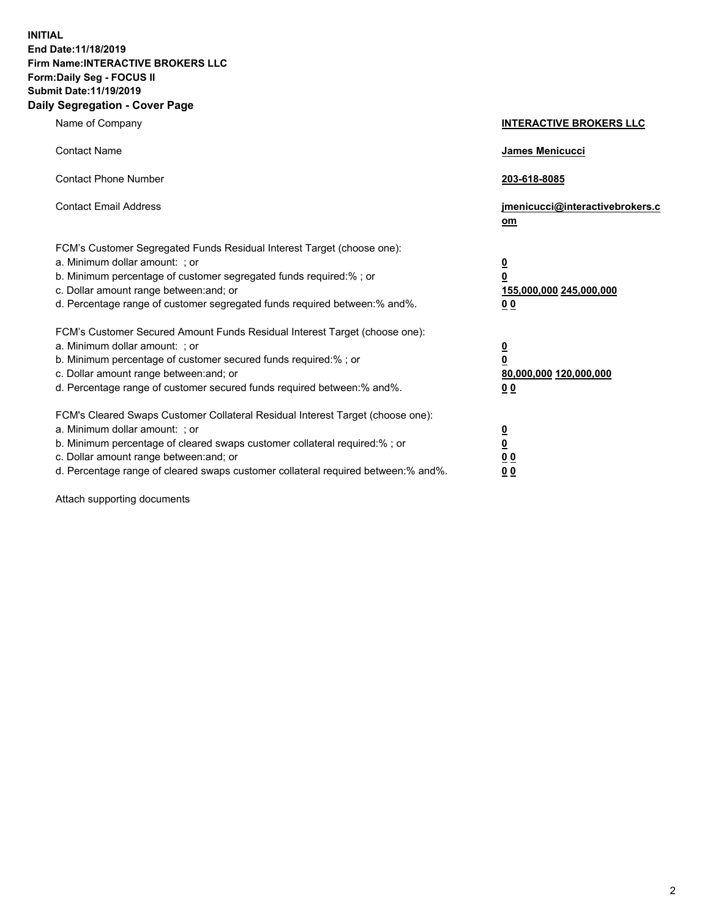**INITIAL**
**End Date:11/18/2019**
**Firm Name:INTERACTIVE BROKERS LLC**
**Form:Daily Seg - FOCUS II**
**Submit Date:11/19/2019**
**Daily Segregation - Cover Page**

| | |
|---|---|
| Name of Company | **INTERACTIVE BROKERS LLC** |
| Contact Name | **James Menicucci** |
| Contact Phone Number | **203-618-8085** |
| Contact Email Address | **jmenicucci@interactivebrokers.com** |

FCM's Customer Segregated Funds Residual Interest Target (choose one):

| | |
|---|---|
| a. Minimum dollar amount: ; or | **0** |
| b. Minimum percentage of customer segregated funds required:% ; or | **0** |
| c. Dollar amount range between:and; or | **155,000,000 245,000,000** |
| d. Percentage range of customer segregated funds required between:% and%. | **0 0** |

FCM's Customer Secured Amount Funds Residual Interest Target (choose one):

| | |
|---|---|
| a. Minimum dollar amount: ; or | **0** |
| b. Minimum percentage of customer secured funds required:% ; or | **0** |
| c. Dollar amount range between:and; or | **80,000,000 120,000,000** |
| d. Percentage range of customer secured funds required between:% and%. | **0 0** |

FCM's Cleared Swaps Customer Collateral Residual Interest Target (choose one):

| | |
|---|---|
| a. Minimum dollar amount: ; or | **0** |
| b. Minimum percentage of cleared swaps customer collateral required:% ; or | **0** |
| c. Dollar amount range between:and; or | **0 0** |
| d. Percentage range of cleared swaps customer collateral required between:% and%. | **0 0** |

Attach supporting documents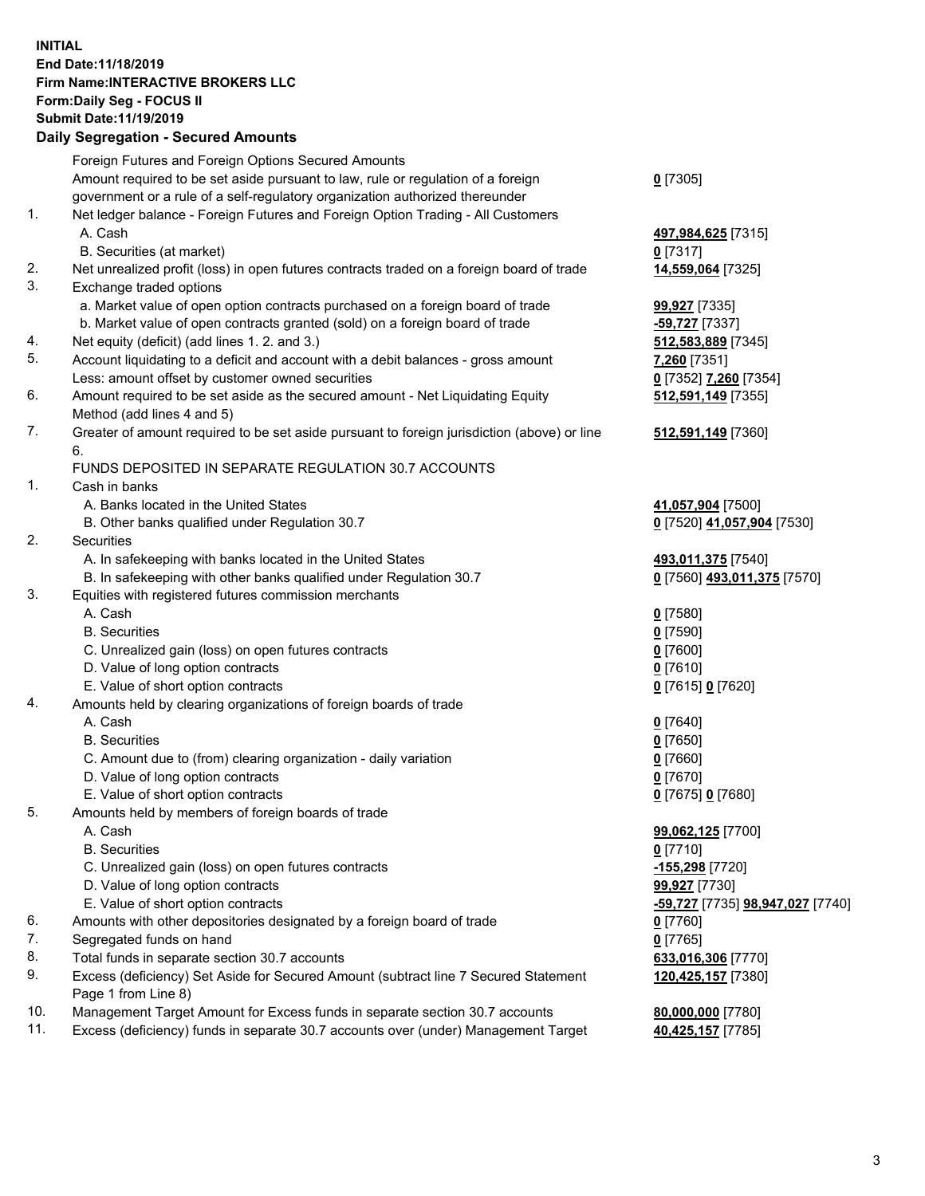**INITIAL**
**End Date:11/18/2019**
**Firm Name:INTERACTIVE BROKERS LLC**
**Form:Daily Seg - FOCUS II**
**Submit Date:11/19/2019**

### Daily Segregation - Secured Amounts

| | | |
|---|---|---|
| | Foreign Futures and Foreign Options Secured Amounts | |
| | Amount required to be set aside pursuant to law, rule or regulation of a foreign government or a rule of a self-regulatory organization authorized thereunder | **0** [7305] |
| 1. | Net ledger balance - Foreign Futures and Foreign Option Trading - All Customers | |
| | A. Cash | **497,984,625** [7315] |
| | B. Securities (at market) | **0** [7317] |
| 2. | Net unrealized profit (loss) in open futures contracts traded on a foreign board of trade | **14,559,064** [7325] |
| 3. | Exchange traded options | |
| | a. Market value of open option contracts purchased on a foreign board of trade | **99,927** [7335] |
| | b. Market value of open contracts granted (sold) on a foreign board of trade | **-59,727** [7337] |
| 4. | Net equity (deficit) (add lines 1. 2. and 3.) | **512,583,889** [7345] |
| 5. | Account liquidating to a deficit and account with a debit balances - gross amount | **7,260** [7351] |
| | Less: amount offset by customer owned securities | **0** [7352] **7,260** [7354] |
| 6. | Amount required to be set aside as the secured amount - Net Liquidating Equity Method (add lines 4 and 5) | **512,591,149** [7355] |
| 7. | Greater of amount required to be set aside pursuant to foreign jurisdiction (above) or line 6. | **512,591,149** [7360] |
| | FUNDS DEPOSITED IN SEPARATE REGULATION 30.7 ACCOUNTS | |
| 1. | Cash in banks | |
| | A. Banks located in the United States | **41,057,904** [7500] |
| | B. Other banks qualified under Regulation 30.7 | **0** [7520] **41,057,904** [7530] |
| 2. | Securities | |
| | A. In safekeeping with banks located in the United States | **493,011,375** [7540] |
| | B. In safekeeping with other banks qualified under Regulation 30.7 | **0** [7560] **493,011,375** [7570] |
| 3. | Equities with registered futures commission merchants | |
| | A. Cash | **0** [7580] |
| | B. Securities | **0** [7590] |
| | C. Unrealized gain (loss) on open futures contracts | **0** [7600] |
| | D. Value of long option contracts | **0** [7610] |
| | E. Value of short option contracts | **0** [7615] **0** [7620] |
| 4. | Amounts held by clearing organizations of foreign boards of trade | |
| | A. Cash | **0** [7640] |
| | B. Securities | **0** [7650] |
| | C. Amount due to (from) clearing organization - daily variation | **0** [7660] |
| | D. Value of long option contracts | **0** [7670] |
| | E. Value of short option contracts | **0** [7675] **0** [7680] |
| 5. | Amounts held by members of foreign boards of trade | |
| | A. Cash | **99,062,125** [7700] |
| | B. Securities | **0** [7710] |
| | C. Unrealized gain (loss) on open futures contracts | **-155,298** [7720] |
| | D. Value of long option contracts | **99,927** [7730] |
| | E. Value of short option contracts | **-59,727** [7735] **98,947,027** [7740] |
| 6. | Amounts with other depositories designated by a foreign board of trade | **0** [7760] |
| 7. | Segregated funds on hand | **0** [7765] |
| 8. | Total funds in separate section 30.7 accounts | **633,016,306** [7770] |
| 9. | Excess (deficiency) Set Aside for Secured Amount (subtract line 7 Secured Statement Page 1 from Line 8) | **120,425,157** [7380] |
| 10. | Management Target Amount for Excess funds in separate section 30.7 accounts | **80,000,000** [7780] |
| 11. | Excess (deficiency) funds in separate 30.7 accounts over (under) Management Target | **40,425,157** [7785] |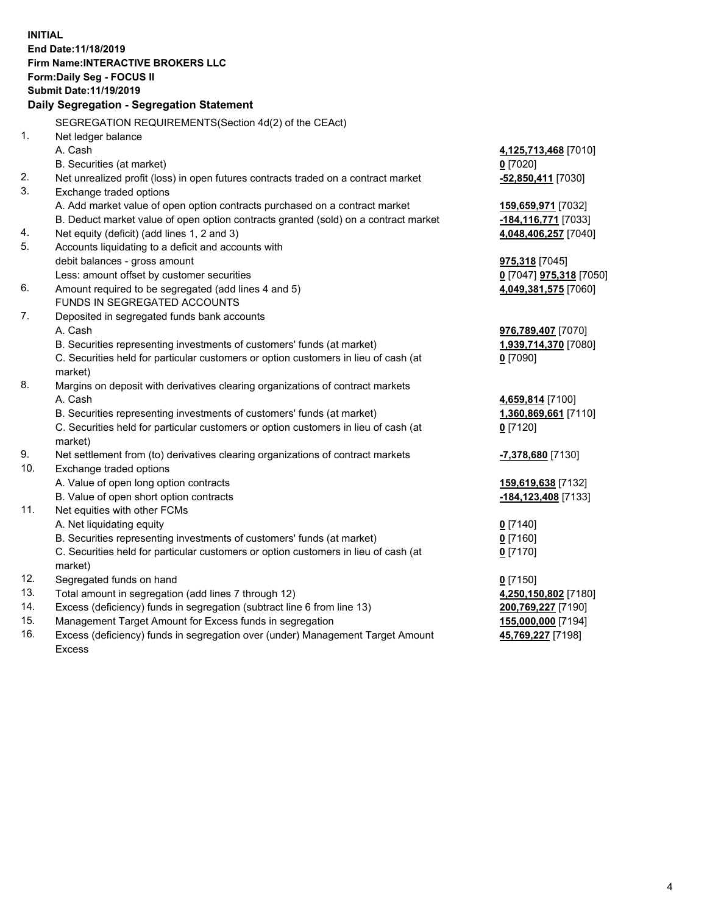**INITIAL**
**End Date:11/18/2019**
**Firm Name:INTERACTIVE BROKERS LLC**
**Form:Daily Seg - FOCUS II**
**Submit Date:11/19/2019**

### Daily Segregation - Segregation Statement

| | | |
|---|---|---|
| | SEGREGATION REQUIREMENTS(Section 4d(2) of the CEAct) | |
| 1. | Net ledger balance | |
| | A. Cash | **4,125,713,468** [7010] |
| | B. Securities (at market) | **0** [7020] |
| 2. | Net unrealized profit (loss) in open futures contracts traded on a contract market | **-52,850,411** [7030] |
| 3. | Exchange traded options | |
| | A. Add market value of open option contracts purchased on a contract market | **159,659,971** [7032] |
| | B. Deduct market value of open option contracts granted (sold) on a contract market | **-184,116,771** [7033] |
| 4. | Net equity (deficit) (add lines 1, 2 and 3) | **4,048,406,257** [7040] |
| 5. | Accounts liquidating to a deficit and accounts with debit balances - gross amount | **975,318** [7045] |
| | Less: amount offset by customer securities | **0** [7047] **975,318** [7050] |
| 6. | Amount required to be segregated (add lines 4 and 5) | **4,049,381,575** [7060] |
| | FUNDS IN SEGREGATED ACCOUNTS | |
| 7. | Deposited in segregated funds bank accounts | |
| | A. Cash | **976,789,407** [7070] |
| | B. Securities representing investments of customers' funds (at market) | **1,939,714,370** [7080] |
| | C. Securities held for particular customers or option customers in lieu of cash (at market) | **0** [7090] |
| 8. | Margins on deposit with derivatives clearing organizations of contract markets | |
| | A. Cash | **4,659,814** [7100] |
| | B. Securities representing investments of customers' funds (at market) | **1,360,869,661** [7110] |
| | C. Securities held for particular customers or option customers in lieu of cash (at market) | **0** [7120] |
| 9. | Net settlement from (to) derivatives clearing organizations of contract markets | **-7,378,680** [7130] |
| 10. | Exchange traded options | |
| | A. Value of open long option contracts | **159,619,638** [7132] |
| | B. Value of open short option contracts | **-184,123,408** [7133] |
| 11. | Net equities with other FCMs | |
| | A. Net liquidating equity | **0** [7140] |
| | B. Securities representing investments of customers' funds (at market) | **0** [7160] |
| | C. Securities held for particular customers or option customers in lieu of cash (at market) | **0** [7170] |
| 12. | Segregated funds on hand | **0** [7150] |
| 13. | Total amount in segregation (add lines 7 through 12) | **4,250,150,802** [7180] |
| 14. | Excess (deficiency) funds in segregation (subtract line 6 from line 13) | **200,769,227** [7190] |
| 15. | Management Target Amount for Excess funds in segregation | **155,000,000** [7194] |
| 16. | Excess (deficiency) funds in segregation over (under) Management Target Amount Excess | **45,769,227** [7198] |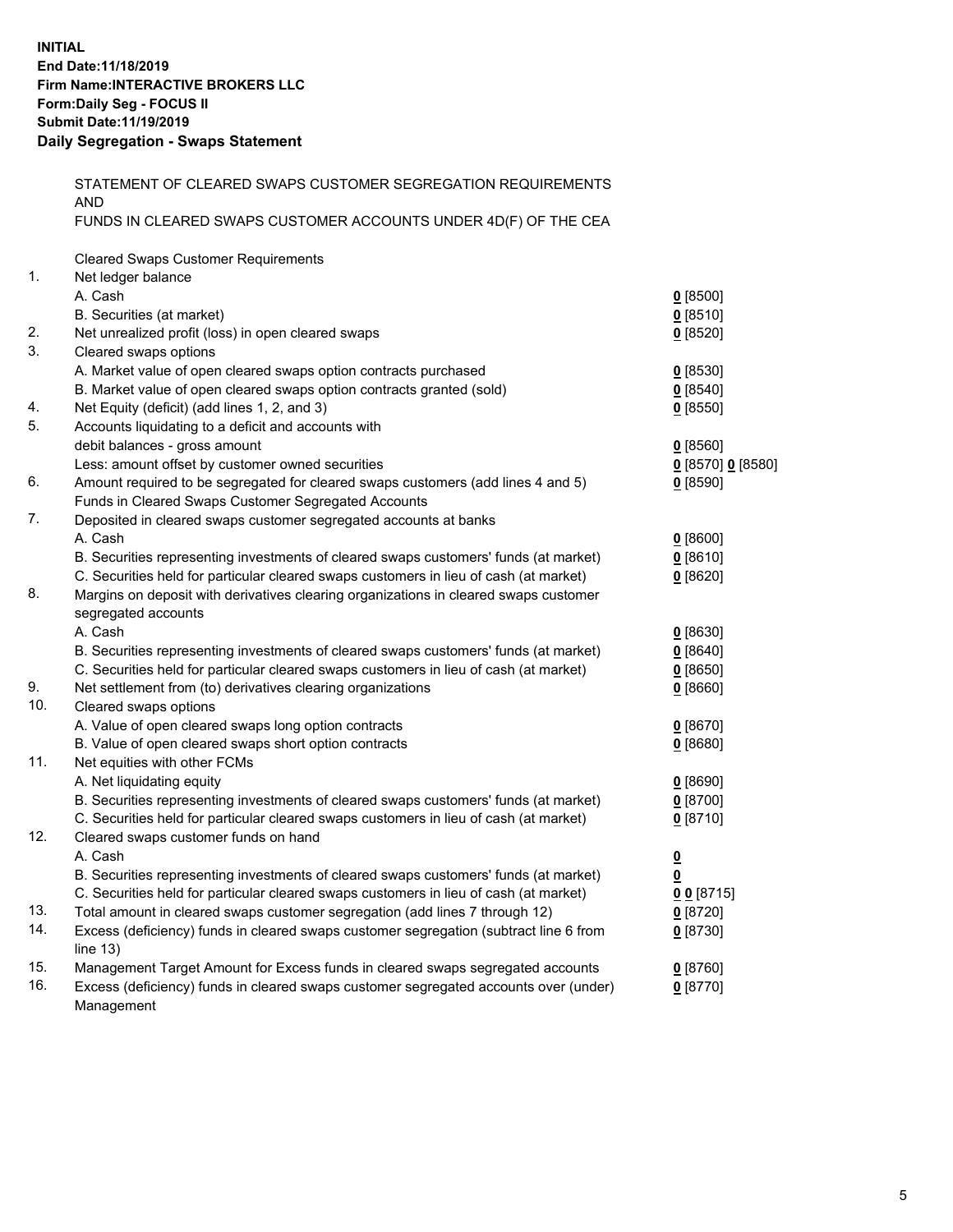**INITIAL**
**End Date:11/18/2019**
**Firm Name:INTERACTIVE BROKERS LLC**
**Form:Daily Seg - FOCUS II**
**Submit Date:11/19/2019**
**Daily Segregation - Swaps Statement**

STATEMENT OF CLEARED SWAPS CUSTOMER SEGREGATION REQUIREMENTS AND FUNDS IN CLEARED SWAPS CUSTOMER ACCOUNTS UNDER 4D(F) OF THE CEA

| | | |
|---|---|---|
| | Cleared Swaps Customer Requirements | |
| 1. | Net ledger balance | |
| | A. Cash | 0 [8500] |
| | B. Securities (at market) | 0 [8510] |
| 2. | Net unrealized profit (loss) in open cleared swaps | 0 [8520] |
| 3. | Cleared swaps options | |
| | A. Market value of open cleared swaps option contracts purchased | 0 [8530] |
| | B. Market value of open cleared swaps option contracts granted (sold) | 0 [8540] |
| 4. | Net Equity (deficit) (add lines 1, 2, and 3) | 0 [8550] |
| 5. | Accounts liquidating to a deficit and accounts with debit balances - gross amount | 0 [8560] |
| | Less: amount offset by customer owned securities | 0 [8570] 0 [8580] |
| 6. | Amount required to be segregated for cleared swaps customers (add lines 4 and 5) | 0 [8590] |
| | Funds in Cleared Swaps Customer Segregated Accounts | |
| 7. | Deposited in cleared swaps customer segregated accounts at banks | |
| | A. Cash | 0 [8600] |
| | B. Securities representing investments of cleared swaps customers' funds (at market) | 0 [8610] |
| | C. Securities held for particular cleared swaps customers in lieu of cash (at market) | 0 [8620] |
| 8. | Margins on deposit with derivatives clearing organizations in cleared swaps customer segregated accounts | |
| | A. Cash | 0 [8630] |
| | B. Securities representing investments of cleared swaps customers' funds (at market) | 0 [8640] |
| | C. Securities held for particular cleared swaps customers in lieu of cash (at market) | 0 [8650] |
| 9. | Net settlement from (to) derivatives clearing organizations | 0 [8660] |
| 10. | Cleared swaps options | |
| | A. Value of open cleared swaps long option contracts | 0 [8670] |
| | B. Value of open cleared swaps short option contracts | 0 [8680] |
| 11. | Net equities with other FCMs | |
| | A. Net liquidating equity | 0 [8690] |
| | B. Securities representing investments of cleared swaps customers' funds (at market) | 0 [8700] |
| | C. Securities held for particular cleared swaps customers in lieu of cash (at market) | 0 [8710] |
| 12. | Cleared swaps customer funds on hand | |
| | A. Cash | 0 |
| | B. Securities representing investments of cleared swaps customers' funds (at market) | 0 |
| | C. Securities held for particular cleared swaps customers in lieu of cash (at market) | 0 0 [8715] |
| 13. | Total amount in cleared swaps customer segregation (add lines 7 through 12) | 0 [8720] |
| 14. | Excess (deficiency) funds in cleared swaps customer segregation (subtract line 6 from line 13) | 0 [8730] |
| 15. | Management Target Amount for Excess funds in cleared swaps segregated accounts | 0 [8760] |
| 16. | Excess (deficiency) funds in cleared swaps customer segregated accounts over (under) Management | 0 [8770] |